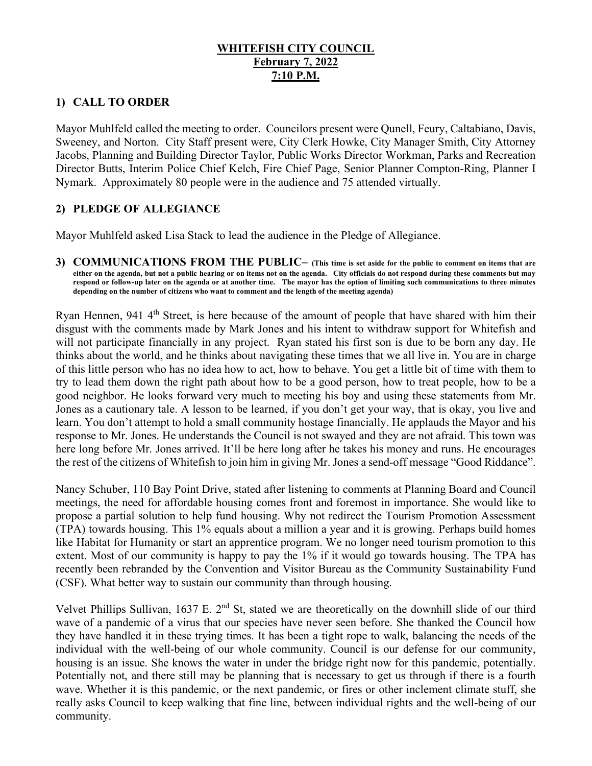**WHITEFISH CITY COUNCIL**
**February 7, 2022**
**7:10 P.M.**

## 1) CALL TO ORDER

Mayor Muhlfeld called the meeting to order. Councilors present were Qunell, Feury, Caltabiano, Davis, Sweeney, and Norton. City Staff present were, City Clerk Howke, City Manager Smith, City Attorney Jacobs, Planning and Building Director Taylor, Public Works Director Workman, Parks and Recreation Director Butts, Interim Police Chief Kelch, Fire Chief Page, Senior Planner Compton-Ring, Planner I Nymark. Approximately 80 people were in the audience and 75 attended virtually.

## 2) PLEDGE OF ALLEGIANCE

Mayor Muhlfeld asked Lisa Stack to lead the audience in the Pledge of Allegiance.

## 3) COMMUNICATIONS FROM THE PUBLIC– **(This time is set aside for the public to comment on items that are either on the agenda, but not a public hearing or on items not on the agenda. City officials do not respond during these comments but may respond or follow-up later on the agenda or at another time. The mayor has the option of limiting such communications to three minutes depending on the number of citizens who want to comment and the length of the meeting agenda)**

Ryan Hennen, 941 4th Street, is here because of the amount of people that have shared with him their disgust with the comments made by Mark Jones and his intent to withdraw support for Whitefish and will not participate financially in any project. Ryan stated his first son is due to be born any day. He thinks about the world, and he thinks about navigating these times that we all live in. You are in charge of this little person who has no idea how to act, how to behave. You get a little bit of time with them to try to lead them down the right path about how to be a good person, how to treat people, how to be a good neighbor. He looks forward very much to meeting his boy and using these statements from Mr. Jones as a cautionary tale. A lesson to be learned, if you don't get your way, that is okay, you live and learn. You don't attempt to hold a small community hostage financially. He applauds the Mayor and his response to Mr. Jones. He understands the Council is not swayed and they are not afraid. This town was here long before Mr. Jones arrived. It'll be here long after he takes his money and runs. He encourages the rest of the citizens of Whitefish to join him in giving Mr. Jones a send-off message "Good Riddance".

Nancy Schuber, 110 Bay Point Drive, stated after listening to comments at Planning Board and Council meetings, the need for affordable housing comes front and foremost in importance. She would like to propose a partial solution to help fund housing. Why not redirect the Tourism Promotion Assessment (TPA) towards housing. This 1% equals about a million a year and it is growing. Perhaps build homes like Habitat for Humanity or start an apprentice program. We no longer need tourism promotion to this extent. Most of our community is happy to pay the 1% if it would go towards housing. The TPA has recently been rebranded by the Convention and Visitor Bureau as the Community Sustainability Fund (CSF). What better way to sustain our community than through housing.

Velvet Phillips Sullivan, 1637 E. 2nd St, stated we are theoretically on the downhill slide of our third wave of a pandemic of a virus that our species have never seen before. She thanked the Council how they have handled it in these trying times. It has been a tight rope to walk, balancing the needs of the individual with the well-being of our whole community. Council is our defense for our community, housing is an issue. She knows the water in under the bridge right now for this pandemic, potentially. Potentially not, and there still may be planning that is necessary to get us through if there is a fourth wave. Whether it is this pandemic, or the next pandemic, or fires or other inclement climate stuff, she really asks Council to keep walking that fine line, between individual rights and the well-being of our community.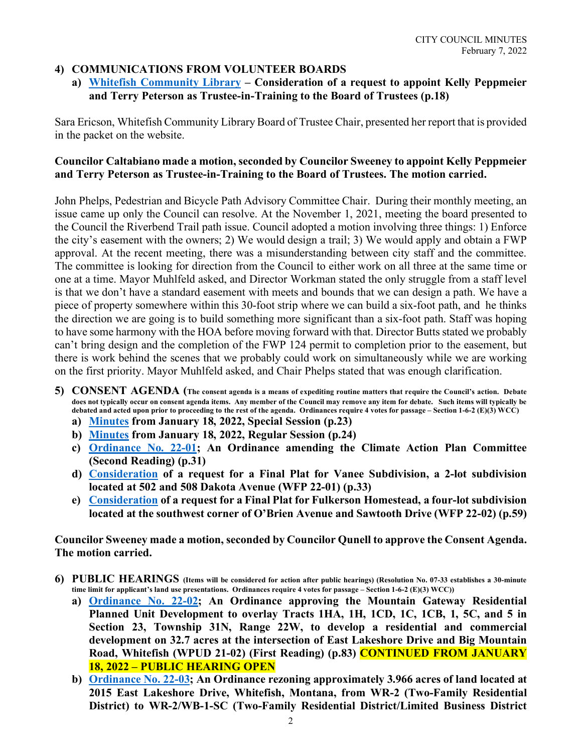## 4) COMMUNICATIONS FROM VOLUNTEER BOARDS

**a) Whitefish Community Library – Consideration of a request to appoint Kelly Peppmeier and Terry Peterson as Trustee-in-Training to the Board of Trustees (p.18)**

Sara Ericson, Whitefish Community Library Board of Trustee Chair, presented her report that is provided in the packet on the website.

**Councilor Caltabiano made a motion, seconded by Councilor Sweeney to appoint Kelly Peppmeier and Terry Peterson as Trustee-in-Training to the Board of Trustees. The motion carried.**

John Phelps, Pedestrian and Bicycle Path Advisory Committee Chair. During their monthly meeting, an issue came up only the Council can resolve. At the November 1, 2021, meeting the board presented to the Council the Riverbend Trail path issue. Council adopted a motion involving three things: 1) Enforce the city's easement with the owners; 2) We would design a trail; 3) We would apply and obtain a FWP approval. At the recent meeting, there was a misunderstanding between city staff and the committee. The committee is looking for direction from the Council to either work on all three at the same time or one at a time. Mayor Muhlfeld asked, and Director Workman stated the only struggle from a staff level is that we don't have a standard easement with meets and bounds that we can design a path. We have a piece of property somewhere within this 30-foot strip where we can build a six-foot path, and he thinks the direction we are going is to build something more significant than a six-foot path. Staff was hoping to have some harmony with the HOA before moving forward with that. Director Butts stated we probably can't bring design and the completion of the FWP 124 permit to completion prior to the easement, but there is work behind the scenes that we probably could work on simultaneously while we are working on the first priority. Mayor Muhlfeld asked, and Chair Phelps stated that was enough clarification.

## 5) CONSENT AGENDA (The consent agenda is a means of expediting routine matters that require the Council's action. Debate does not typically occur on consent agenda items. Any member of the Council may remove any item for debate. Such items will typically be debated and acted upon prior to proceeding to the rest of the agenda. Ordinances require 4 votes for passage – Section 1-6-2 (E)(3) WCC)

**a) Minutes from January 18, 2022, Special Session (p.23)**

**b) Minutes from January 18, 2022, Regular Session (p.24)**

**c) Ordinance No. 22-01; An Ordinance amending the Climate Action Plan Committee (Second Reading) (p.31)**

**d) Consideration of a request for a Final Plat for Vanee Subdivision, a 2-lot subdivision located at 502 and 508 Dakota Avenue (WFP 22-01) (p.33)**

**e) Consideration of a request for a Final Plat for Fulkerson Homestead, a four-lot subdivision located at the southwest corner of O'Brien Avenue and Sawtooth Drive (WFP 22-02) (p.59)**

**Councilor Sweeney made a motion, seconded by Councilor Qunell to approve the Consent Agenda. The motion carried.**

## 6) PUBLIC HEARINGS (Items will be considered for action after public hearings) (Resolution No. 07-33 establishes a 30-minute time limit for applicant's land use presentations. Ordinances require 4 votes for passage – Section 1-6-2 (E)(3) WCC))

**a) Ordinance No. 22-02; An Ordinance approving the Mountain Gateway Residential Planned Unit Development to overlay Tracts 1HA, 1H, 1CD, 1C, 1CB, 1, 5C, and 5 in Section 23, Township 31N, Range 22W, to develop a residential and commercial development on 32.7 acres at the intersection of East Lakeshore Drive and Big Mountain Road, Whitefish (WPUD 21-02) (First Reading) (p.83) CONTINUED FROM JANUARY 18, 2022 – PUBLIC HEARING OPEN**

**b) Ordinance No. 22-03; An Ordinance rezoning approximately 3.966 acres of land located at 2015 East Lakeshore Drive, Whitefish, Montana, from WR-2 (Two-Family Residential District) to WR-2/WB-1-SC (Two-Family Residential District/Limited Business District**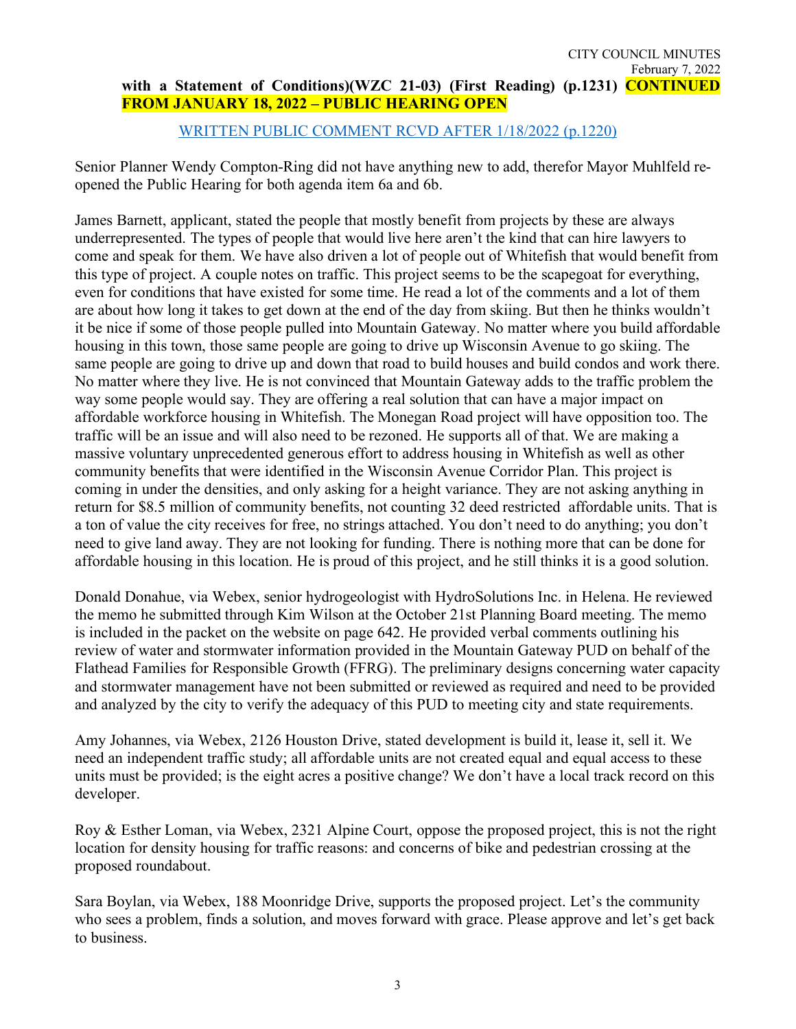**with a Statement of Conditions)(WZC 21-03) (First Reading) (p.1231) CONTINUED FROM JANUARY 18, 2022 – PUBLIC HEARING OPEN**

WRITTEN PUBLIC COMMENT RCVD AFTER 1/18/2022 (p.1220)

Senior Planner Wendy Compton-Ring did not have anything new to add, therefor Mayor Muhlfeld re-opened the Public Hearing for both agenda item 6a and 6b.

James Barnett, applicant, stated the people that mostly benefit from projects by these are always underrepresented. The types of people that would live here aren't the kind that can hire lawyers to come and speak for them. We have also driven a lot of people out of Whitefish that would benefit from this type of project. A couple notes on traffic. This project seems to be the scapegoat for everything, even for conditions that have existed for some time. He read a lot of the comments and a lot of them are about how long it takes to get down at the end of the day from skiing. But then he thinks wouldn't it be nice if some of those people pulled into Mountain Gateway. No matter where you build affordable housing in this town, those same people are going to drive up Wisconsin Avenue to go skiing. The same people are going to drive up and down that road to build houses and build condos and work there. No matter where they live. He is not convinced that Mountain Gateway adds to the traffic problem the way some people would say. They are offering a real solution that can have a major impact on affordable workforce housing in Whitefish. The Monegan Road project will have opposition too. The traffic will be an issue and will also need to be rezoned. He supports all of that. We are making a massive voluntary unprecedented generous effort to address housing in Whitefish as well as other community benefits that were identified in the Wisconsin Avenue Corridor Plan. This project is coming in under the densities, and only asking for a height variance. They are not asking anything in return for $8.5 million of community benefits, not counting 32 deed restricted affordable units. That is a ton of value the city receives for free, no strings attached. You don't need to do anything; you don't need to give land away. They are not looking for funding. There is nothing more that can be done for affordable housing in this location. He is proud of this project, and he still thinks it is a good solution.

Donald Donahue, via Webex, senior hydrogeologist with HydroSolutions Inc. in Helena. He reviewed the memo he submitted through Kim Wilson at the October 21st Planning Board meeting. The memo is included in the packet on the website on page 642. He provided verbal comments outlining his review of water and stormwater information provided in the Mountain Gateway PUD on behalf of the Flathead Families for Responsible Growth (FFRG). The preliminary designs concerning water capacity and stormwater management have not been submitted or reviewed as required and need to be provided and analyzed by the city to verify the adequacy of this PUD to meeting city and state requirements.

Amy Johannes, via Webex, 2126 Houston Drive, stated development is build it, lease it, sell it. We need an independent traffic study; all affordable units are not created equal and equal access to these units must be provided; is the eight acres a positive change? We don't have a local track record on this developer.

Roy & Esther Loman, via Webex, 2321 Alpine Court, oppose the proposed project, this is not the right location for density housing for traffic reasons: and concerns of bike and pedestrian crossing at the proposed roundabout.

Sara Boylan, via Webex, 188 Moonridge Drive, supports the proposed project. Let's the community who sees a problem, finds a solution, and moves forward with grace. Please approve and let's get back to business.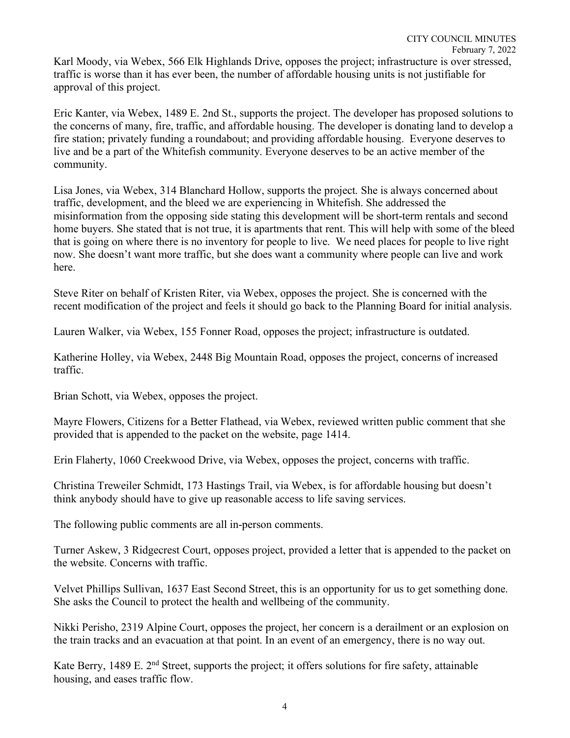Karl Moody, via Webex, 566 Elk Highlands Drive, opposes the project; infrastructure is over stressed, traffic is worse than it has ever been, the number of affordable housing units is not justifiable for approval of this project.

Eric Kanter, via Webex, 1489 E. 2nd St., supports the project. The developer has proposed solutions to the concerns of many, fire, traffic, and affordable housing. The developer is donating land to develop a fire station; privately funding a roundabout; and providing affordable housing. Everyone deserves to live and be a part of the Whitefish community. Everyone deserves to be an active member of the community.

Lisa Jones, via Webex, 314 Blanchard Hollow, supports the project. She is always concerned about traffic, development, and the bleed we are experiencing in Whitefish. She addressed the misinformation from the opposing side stating this development will be short-term rentals and second home buyers. She stated that is not true, it is apartments that rent. This will help with some of the bleed that is going on where there is no inventory for people to live. We need places for people to live right now. She doesn't want more traffic, but she does want a community where people can live and work here.

Steve Riter on behalf of Kristen Riter, via Webex, opposes the project. She is concerned with the recent modification of the project and feels it should go back to the Planning Board for initial analysis.

Lauren Walker, via Webex, 155 Fonner Road, opposes the project; infrastructure is outdated.

Katherine Holley, via Webex, 2448 Big Mountain Road, opposes the project, concerns of increased traffic.

Brian Schott, via Webex, opposes the project.

Mayre Flowers, Citizens for a Better Flathead, via Webex, reviewed written public comment that she provided that is appended to the packet on the website, page 1414.

Erin Flaherty, 1060 Creekwood Drive, via Webex, opposes the project, concerns with traffic.

Christina Treweiler Schmidt, 173 Hastings Trail, via Webex, is for affordable housing but doesn't think anybody should have to give up reasonable access to life saving services.

The following public comments are all in-person comments.

Turner Askew, 3 Ridgecrest Court, opposes project, provided a letter that is appended to the packet on the website. Concerns with traffic.

Velvet Phillips Sullivan, 1637 East Second Street, this is an opportunity for us to get something done. She asks the Council to protect the health and wellbeing of the community.

Nikki Perisho, 2319 Alpine Court, opposes the project, her concern is a derailment or an explosion on the train tracks and an evacuation at that point. In an event of an emergency, there is no way out.

Kate Berry, 1489 E. 2nd Street, supports the project; it offers solutions for fire safety, attainable housing, and eases traffic flow.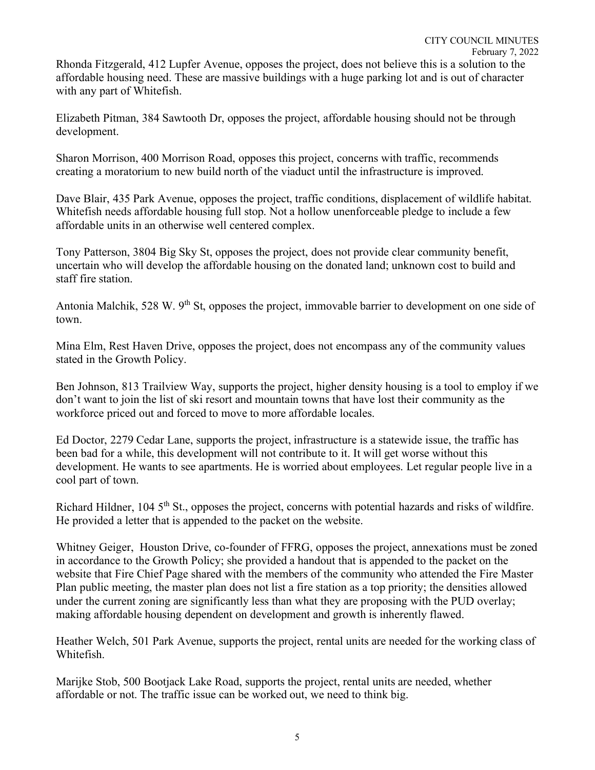Rhonda Fitzgerald, 412 Lupfer Avenue, opposes the project, does not believe this is a solution to the affordable housing need. These are massive buildings with a huge parking lot and is out of character with any part of Whitefish.

Elizabeth Pitman, 384 Sawtooth Dr, opposes the project, affordable housing should not be through development.

Sharon Morrison, 400 Morrison Road, opposes this project, concerns with traffic, recommends creating a moratorium to new build north of the viaduct until the infrastructure is improved.

Dave Blair, 435 Park Avenue, opposes the project, traffic conditions, displacement of wildlife habitat. Whitefish needs affordable housing full stop. Not a hollow unenforceable pledge to include a few affordable units in an otherwise well centered complex.

Tony Patterson, 3804 Big Sky St, opposes the project, does not provide clear community benefit, uncertain who will develop the affordable housing on the donated land; unknown cost to build and staff fire station.

Antonia Malchik, 528 W. 9th St, opposes the project, immovable barrier to development on one side of town.

Mina Elm, Rest Haven Drive, opposes the project, does not encompass any of the community values stated in the Growth Policy.

Ben Johnson, 813 Trailview Way, supports the project, higher density housing is a tool to employ if we don't want to join the list of ski resort and mountain towns that have lost their community as the workforce priced out and forced to move to more affordable locales.

Ed Doctor, 2279 Cedar Lane, supports the project, infrastructure is a statewide issue, the traffic has been bad for a while, this development will not contribute to it. It will get worse without this development. He wants to see apartments. He is worried about employees. Let regular people live in a cool part of town.

Richard Hildner, 104 5th St., opposes the project, concerns with potential hazards and risks of wildfire. He provided a letter that is appended to the packet on the website.

Whitney Geiger, Houston Drive, co-founder of FFRG, opposes the project, annexations must be zoned in accordance to the Growth Policy; she provided a handout that is appended to the packet on the website that Fire Chief Page shared with the members of the community who attended the Fire Master Plan public meeting, the master plan does not list a fire station as a top priority; the densities allowed under the current zoning are significantly less than what they are proposing with the PUD overlay; making affordable housing dependent on development and growth is inherently flawed.

Heather Welch, 501 Park Avenue, supports the project, rental units are needed for the working class of Whitefish.

Marijke Stob, 500 Bootjack Lake Road, supports the project, rental units are needed, whether affordable or not. The traffic issue can be worked out, we need to think big.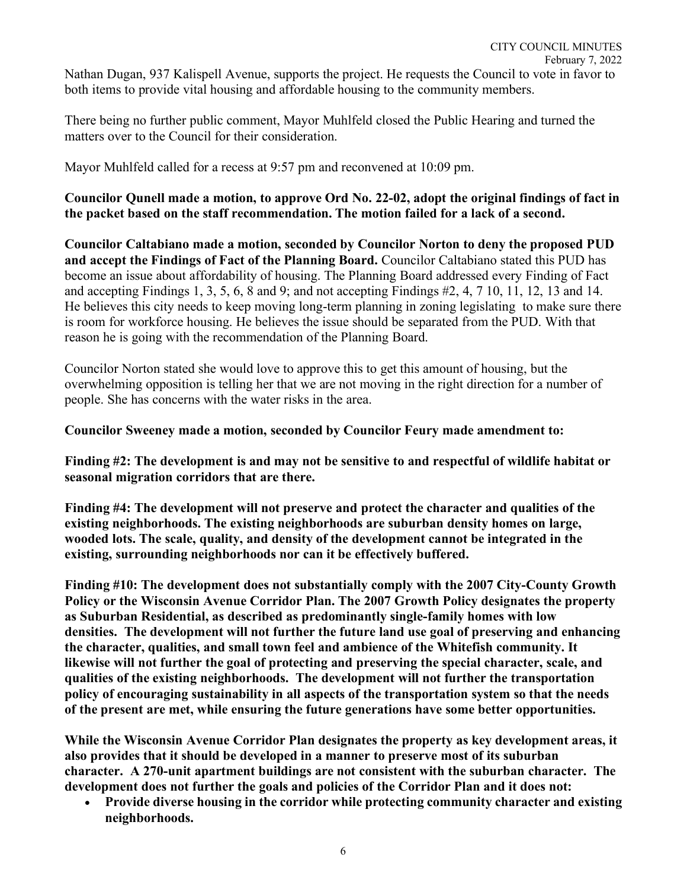Nathan Dugan, 937 Kalispell Avenue, supports the project. He requests the Council to vote in favor to both items to provide vital housing and affordable housing to the community members.

There being no further public comment, Mayor Muhlfeld closed the Public Hearing and turned the matters over to the Council for their consideration.

Mayor Muhlfeld called for a recess at 9:57 pm and reconvened at 10:09 pm.

**Councilor Qunell made a motion, to approve Ord No. 22-02, adopt the original findings of fact in the packet based on the staff recommendation. The motion failed for a lack of a second.**

**Councilor Caltabiano made a motion, seconded by Councilor Norton to deny the proposed PUD and accept the Findings of Fact of the Planning Board.** Councilor Caltabiano stated this PUD has become an issue about affordability of housing. The Planning Board addressed every Finding of Fact and accepting Findings 1, 3, 5, 6, 8 and 9; and not accepting Findings #2, 4, 7 10, 11, 12, 13 and 14. He believes this city needs to keep moving long-term planning in zoning legislating to make sure there is room for workforce housing. He believes the issue should be separated from the PUD. With that reason he is going with the recommendation of the Planning Board.

Councilor Norton stated she would love to approve this to get this amount of housing, but the overwhelming opposition is telling her that we are not moving in the right direction for a number of people. She has concerns with the water risks in the area.

**Councilor Sweeney made a motion, seconded by Councilor Feury made amendment to:**

**Finding #2: The development is and may not be sensitive to and respectful of wildlife habitat or seasonal migration corridors that are there.**

**Finding #4: The development will not preserve and protect the character and qualities of the existing neighborhoods. The existing neighborhoods are suburban density homes on large, wooded lots. The scale, quality, and density of the development cannot be integrated in the existing, surrounding neighborhoods nor can it be effectively buffered.**

**Finding #10: The development does not substantially comply with the 2007 City-County Growth Policy or the Wisconsin Avenue Corridor Plan. The 2007 Growth Policy designates the property as Suburban Residential, as described as predominantly single-family homes with low densities. The development will not further the future land use goal of preserving and enhancing the character, qualities, and small town feel and ambience of the Whitefish community. It likewise will not further the goal of protecting and preserving the special character, scale, and qualities of the existing neighborhoods. The development will not further the transportation policy of encouraging sustainability in all aspects of the transportation system so that the needs of the present are met, while ensuring the future generations have some better opportunities.**

**While the Wisconsin Avenue Corridor Plan designates the property as key development areas, it also provides that it should be developed in a manner to preserve most of its suburban character. A 270-unit apartment buildings are not consistent with the suburban character. The development does not further the goals and policies of the Corridor Plan and it does not:**

- **Provide diverse housing in the corridor while protecting community character and existing neighborhoods.**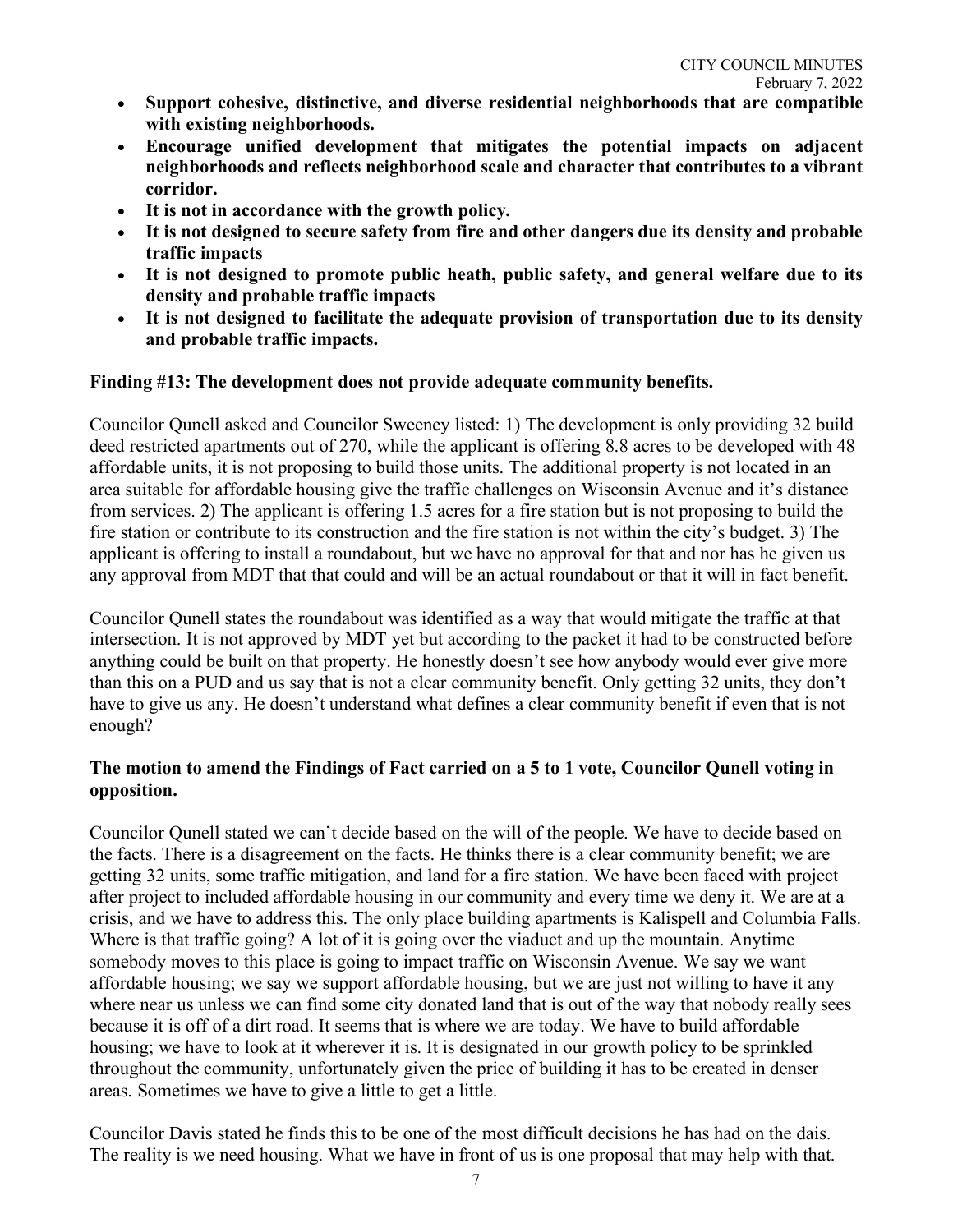- **Support cohesive, distinctive, and diverse residential neighborhoods that are compatible with existing neighborhoods.**
- **Encourage unified development that mitigates the potential impacts on adjacent neighborhoods and reflects neighborhood scale and character that contributes to a vibrant corridor.**
- **It is not in accordance with the growth policy.**
- **It is not designed to secure safety from fire and other dangers due its density and probable traffic impacts**
- **It is not designed to promote public heath, public safety, and general welfare due to its density and probable traffic impacts**
- **It is not designed to facilitate the adequate provision of transportation due to its density and probable traffic impacts.**

**Finding #13: The development does not provide adequate community benefits.**

Councilor Qunell asked and Councilor Sweeney listed: 1) The development is only providing 32 build deed restricted apartments out of 270, while the applicant is offering 8.8 acres to be developed with 48 affordable units, it is not proposing to build those units. The additional property is not located in an area suitable for affordable housing give the traffic challenges on Wisconsin Avenue and it's distance from services. 2) The applicant is offering 1.5 acres for a fire station but is not proposing to build the fire station or contribute to its construction and the fire station is not within the city's budget. 3) The applicant is offering to install a roundabout, but we have no approval for that and nor has he given us any approval from MDT that that could and will be an actual roundabout or that it will in fact benefit.

Councilor Qunell states the roundabout was identified as a way that would mitigate the traffic at that intersection. It is not approved by MDT yet but according to the packet it had to be constructed before anything could be built on that property. He honestly doesn't see how anybody would ever give more than this on a PUD and us say that is not a clear community benefit. Only getting 32 units, they don't have to give us any. He doesn't understand what defines a clear community benefit if even that is not enough?

**The motion to amend the Findings of Fact carried on a 5 to 1 vote, Councilor Qunell voting in opposition.**

Councilor Qunell stated we can't decide based on the will of the people. We have to decide based on the facts. There is a disagreement on the facts. He thinks there is a clear community benefit; we are getting 32 units, some traffic mitigation, and land for a fire station. We have been faced with project after project to included affordable housing in our community and every time we deny it. We are at a crisis, and we have to address this. The only place building apartments is Kalispell and Columbia Falls. Where is that traffic going? A lot of it is going over the viaduct and up the mountain. Anytime somebody moves to this place is going to impact traffic on Wisconsin Avenue. We say we want affordable housing; we say we support affordable housing, but we are just not willing to have it any where near us unless we can find some city donated land that is out of the way that nobody really sees because it is off of a dirt road. It seems that is where we are today. We have to build affordable housing; we have to look at it wherever it is. It is designated in our growth policy to be sprinkled throughout the community, unfortunately given the price of building it has to be created in denser areas. Sometimes we have to give a little to get a little.

Councilor Davis stated he finds this to be one of the most difficult decisions he has had on the dais. The reality is we need housing. What we have in front of us is one proposal that may help with that.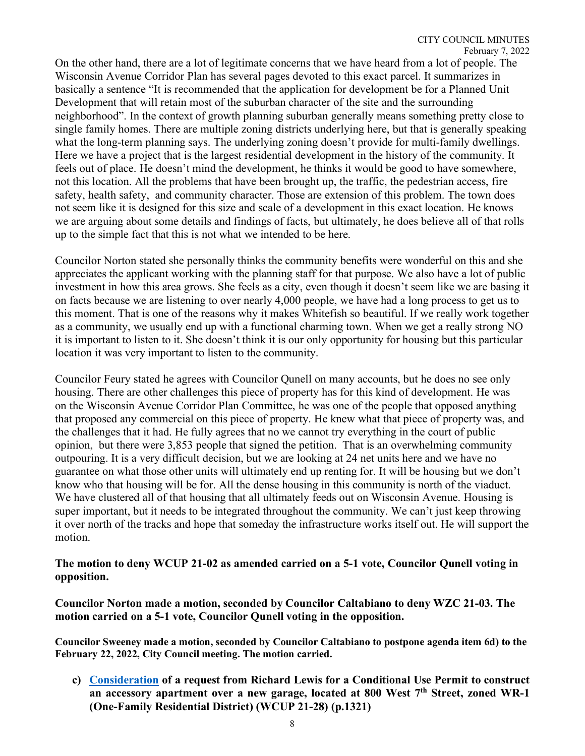On the other hand, there are a lot of legitimate concerns that we have heard from a lot of people. The Wisconsin Avenue Corridor Plan has several pages devoted to this exact parcel. It summarizes in basically a sentence "It is recommended that the application for development be for a Planned Unit Development that will retain most of the suburban character of the site and the surrounding neighborhood". In the context of growth planning suburban generally means something pretty close to single family homes. There are multiple zoning districts underlying here, but that is generally speaking what the long-term planning says. The underlying zoning doesn't provide for multi-family dwellings. Here we have a project that is the largest residential development in the history of the community. It feels out of place. He doesn't mind the development, he thinks it would be good to have somewhere, not this location. All the problems that have been brought up, the traffic, the pedestrian access, fire safety, health safety, and community character. Those are extension of this problem. The town does not seem like it is designed for this size and scale of a development in this exact location. He knows we are arguing about some details and findings of facts, but ultimately, he does believe all of that rolls up to the simple fact that this is not what we intended to be here.

Councilor Norton stated she personally thinks the community benefits were wonderful on this and she appreciates the applicant working with the planning staff for that purpose. We also have a lot of public investment in how this area grows. She feels as a city, even though it doesn't seem like we are basing it on facts because we are listening to over nearly 4,000 people, we have had a long process to get us to this moment. That is one of the reasons why it makes Whitefish so beautiful. If we really work together as a community, we usually end up with a functional charming town. When we get a really strong NO it is important to listen to it. She doesn't think it is our only opportunity for housing but this particular location it was very important to listen to the community.

Councilor Feury stated he agrees with Councilor Qunell on many accounts, but he does no see only housing. There are other challenges this piece of property has for this kind of development. He was on the Wisconsin Avenue Corridor Plan Committee, he was one of the people that opposed anything that proposed any commercial on this piece of property. He knew what that piece of property was, and the challenges that it had. He fully agrees that no we cannot try everything in the court of public opinion, but there were 3,853 people that signed the petition. That is an overwhelming community outpouring. It is a very difficult decision, but we are looking at 24 net units here and we have no guarantee on what those other units will ultimately end up renting for. It will be housing but we don't know who that housing will be for. All the dense housing in this community is north of the viaduct. We have clustered all of that housing that all ultimately feeds out on Wisconsin Avenue. Housing is super important, but it needs to be integrated throughout the community. We can't just keep throwing it over north of the tracks and hope that someday the infrastructure works itself out. He will support the motion.

**The motion to deny WCUP 21-02 as amended carried on a 5-1 vote, Councilor Qunell voting in opposition.**

**Councilor Norton made a motion, seconded by Councilor Caltabiano to deny WZC 21-03. The motion carried on a 5-1 vote, Councilor Qunell voting in the opposition.**

**Councilor Sweeney made a motion, seconded by Councilor Caltabiano to postpone agenda item 6d) to the February 22, 2022, City Council meeting. The motion carried.**

c) **Consideration of a request from Richard Lewis for a Conditional Use Permit to construct an accessory apartment over a new garage, located at 800 West 7th Street, zoned WR-1 (One-Family Residential District) (WCUP 21-28) (p.1321)**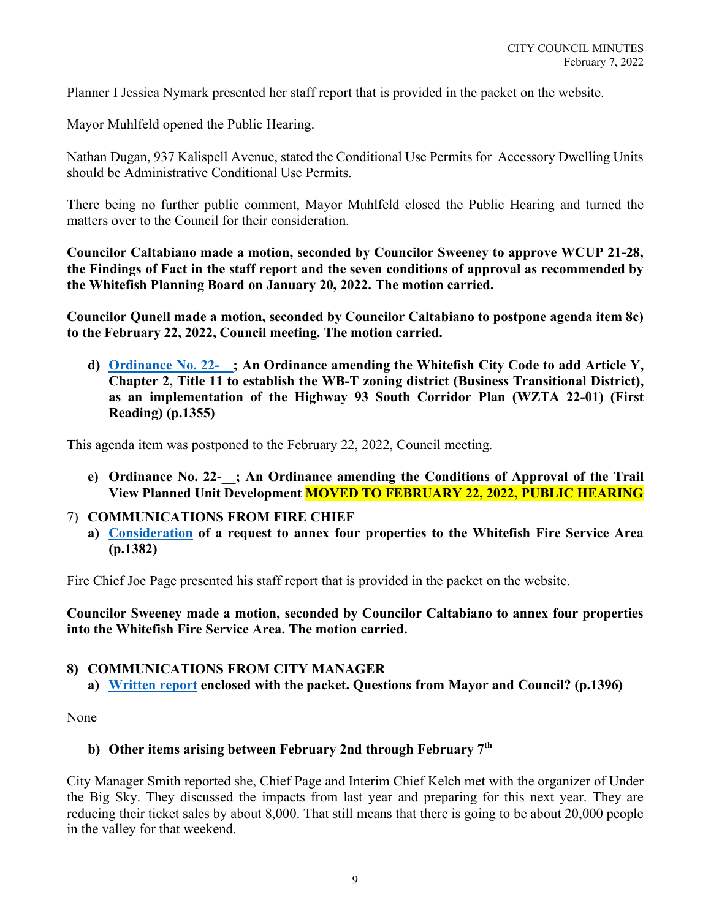Planner I Jessica Nymark presented her staff report that is provided in the packet on the website.

Mayor Muhlfeld opened the Public Hearing.

Nathan Dugan, 937 Kalispell Avenue, stated the Conditional Use Permits for Accessory Dwelling Units should be Administrative Conditional Use Permits.

There being no further public comment, Mayor Muhlfeld closed the Public Hearing and turned the matters over to the Council for their consideration.

**Councilor Caltabiano made a motion, seconded by Councilor Sweeney to approve WCUP 21-28, the Findings of Fact in the staff report and the seven conditions of approval as recommended by the Whitefish Planning Board on January 20, 2022. The motion carried.**

**Councilor Qunell made a motion, seconded by Councilor Caltabiano to postpone agenda item 8c) to the February 22, 2022, Council meeting. The motion carried.**

**d) Ordinance No. 22-__; An Ordinance amending the Whitefish City Code to add Article Y, Chapter 2, Title 11 to establish the WB-T zoning district (Business Transitional District), as an implementation of the Highway 93 South Corridor Plan (WZTA 22-01) (First Reading) (p.1355)**

This agenda item was postponed to the February 22, 2022, Council meeting.

**e) Ordinance No. 22-__; An Ordinance amending the Conditions of Approval of the Trail View Planned Unit Development MOVED TO FEBRUARY 22, 2022, PUBLIC HEARING**

## 7) COMMUNICATIONS FROM FIRE CHIEF

**a) Consideration of a request to annex four properties to the Whitefish Fire Service Area (p.1382)**

Fire Chief Joe Page presented his staff report that is provided in the packet on the website.

**Councilor Sweeney made a motion, seconded by Councilor Caltabiano to annex four properties into the Whitefish Fire Service Area. The motion carried.**

## 8) COMMUNICATIONS FROM CITY MANAGER

**a) Written report enclosed with the packet. Questions from Mayor and Council? (p.1396)**

None

**b) Other items arising between February 2nd through February 7th**

City Manager Smith reported she, Chief Page and Interim Chief Kelch met with the organizer of Under the Big Sky. They discussed the impacts from last year and preparing for this next year. They are reducing their ticket sales by about 8,000. That still means that there is going to be about 20,000 people in the valley for that weekend.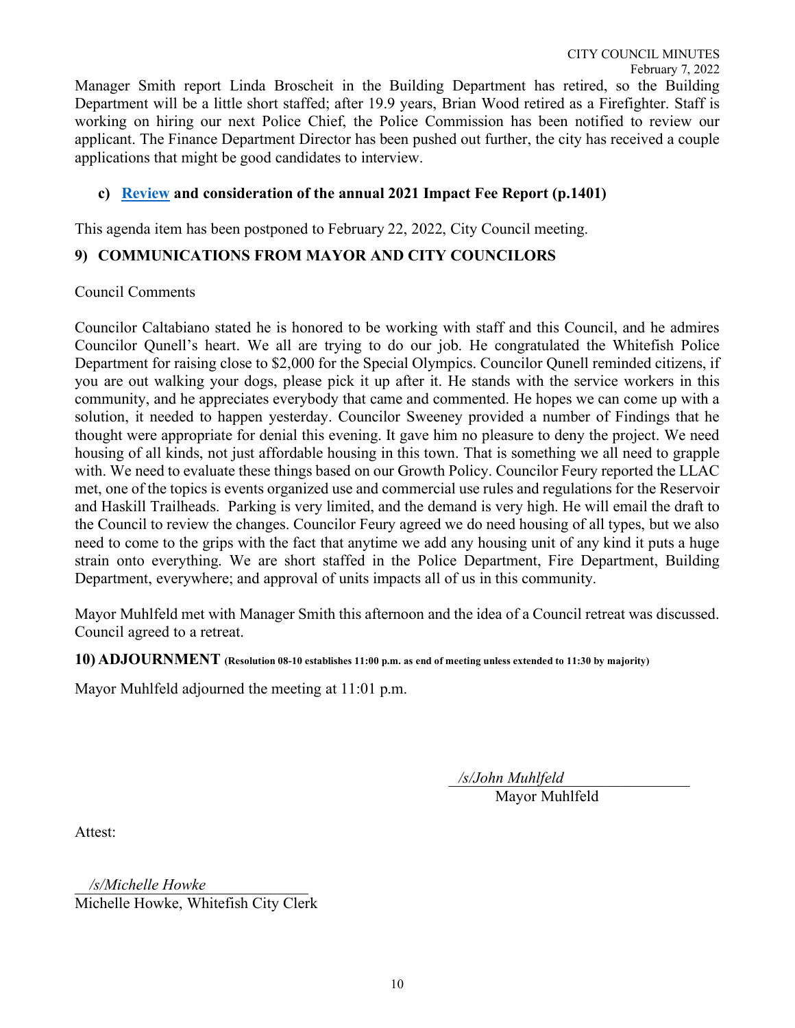Manager Smith report Linda Broscheit in the Building Department has retired, so the Building Department will be a little short staffed; after 19.9 years, Brian Wood retired as a Firefighter. Staff is working on hiring our next Police Chief, the Police Commission has been notified to review our applicant. The Finance Department Director has been pushed out further, the city has received a couple applications that might be good candidates to interview.

### c) Review and consideration of the annual 2021 Impact Fee Report (p.1401)

This agenda item has been postponed to February 22, 2022, City Council meeting.

## 9) COMMUNICATIONS FROM MAYOR AND CITY COUNCILORS

Council Comments

Councilor Caltabiano stated he is honored to be working with staff and this Council, and he admires Councilor Qunell's heart. We all are trying to do our job. He congratulated the Whitefish Police Department for raising close to $2,000 for the Special Olympics. Councilor Qunell reminded citizens, if you are out walking your dogs, please pick it up after it. He stands with the service workers in this community, and he appreciates everybody that came and commented. He hopes we can come up with a solution, it needed to happen yesterday. Councilor Sweeney provided a number of Findings that he thought were appropriate for denial this evening. It gave him no pleasure to deny the project. We need housing of all kinds, not just affordable housing in this town. That is something we all need to grapple with. We need to evaluate these things based on our Growth Policy. Councilor Feury reported the LLAC met, one of the topics is events organized use and commercial use rules and regulations for the Reservoir and Haskill Trailheads. Parking is very limited, and the demand is very high. He will email the draft to the Council to review the changes. Councilor Feury agreed we do need housing of all types, but we also need to come to the grips with the fact that anytime we add any housing unit of any kind it puts a huge strain onto everything. We are short staffed in the Police Department, Fire Department, Building Department, everywhere; and approval of units impacts all of us in this community.

Mayor Muhlfeld met with Manager Smith this afternoon and the idea of a Council retreat was discussed. Council agreed to a retreat.

## 10) ADJOURNMENT (Resolution 08-10 establishes 11:00 p.m. as end of meeting unless extended to 11:30 by majority)

Mayor Muhlfeld adjourned the meeting at 11:01 p.m.

*/s/John Muhlfeld*
Mayor Muhlfeld

Attest:

*/s/Michelle Howke*
Michelle Howke, Whitefish City Clerk